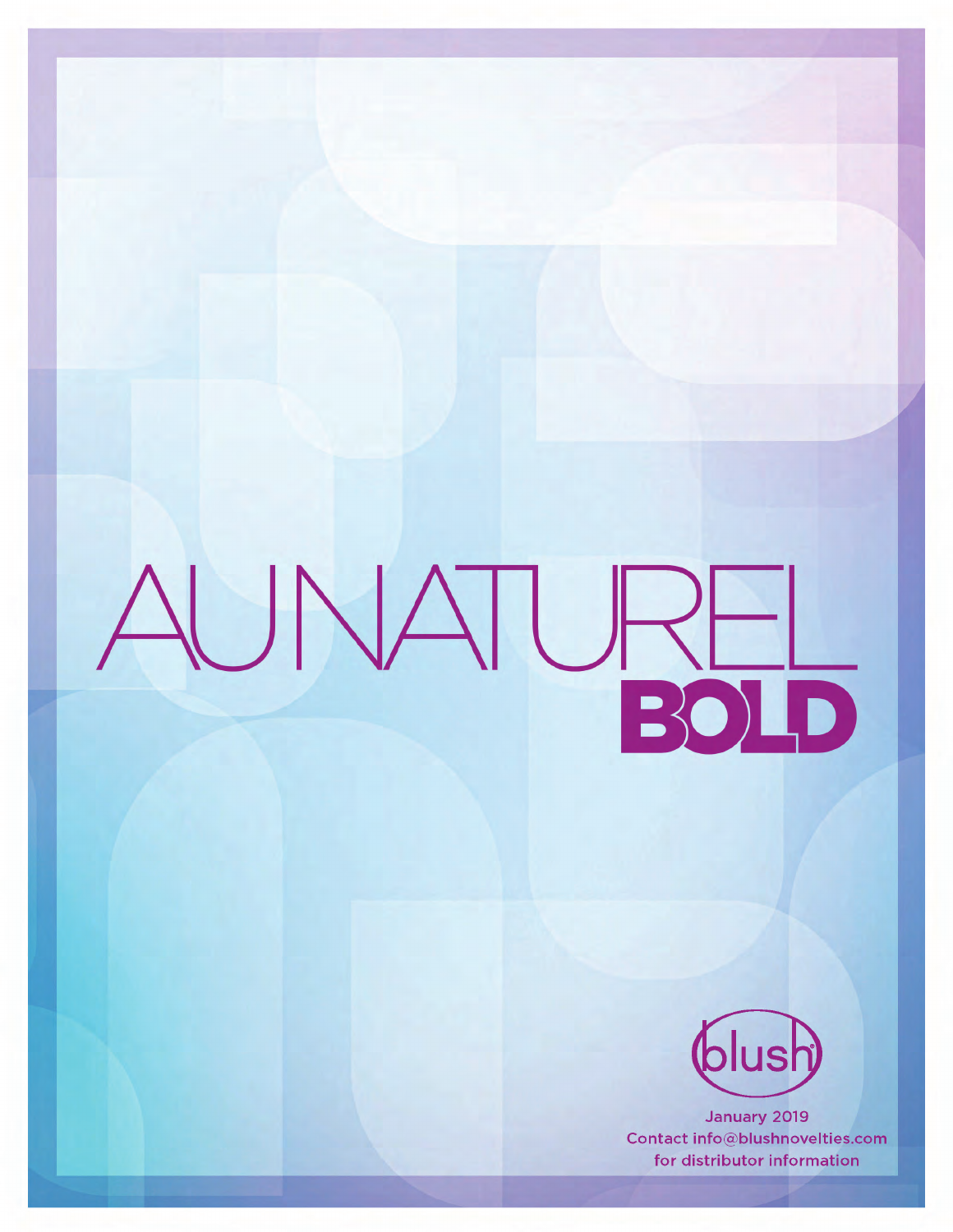# AU NATUREL
## BOLD

blush

January 2019
Contact info@blushnovelties.com
for distributor information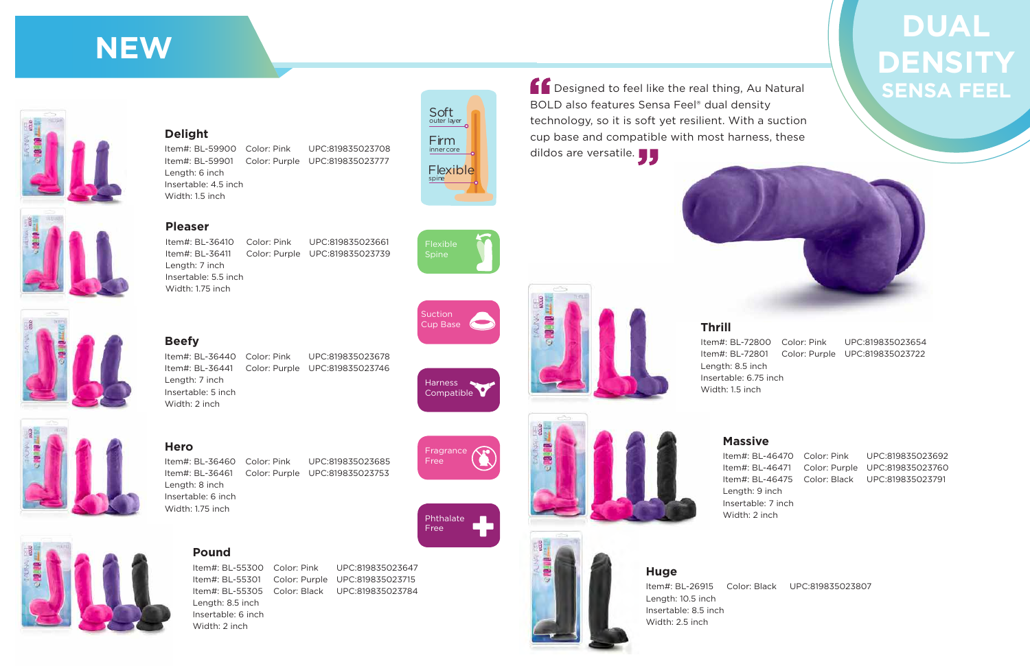# NEW

# DUAL DENSITY SENSA FEEL

"Designed to feel like the real thing, Au Natural BOLD also features Sensa Feel® dual density technology, so it is soft yet resilient. With a suction cup base and compatible with most harness, these dildos are versatile."

Soft
outer layer

Firm
inner core

Flexible
spine

Flexible Spine

Suction Cup Base

Harness Compatible

Fragrance Free

Phthalate Free

### Delight

Item#: BL-59900 Color: Pink UPC:819835023708
Item#: BL-59901 Color: Purple UPC:819835023777
Length: 6 inch
Insertable: 4.5 inch
Width: 1.5 inch

### Pleaser

Item#: BL-36410 Color: Pink UPC:819835023661
Item#: BL-36411 Color: Purple UPC:819835023739
Length: 7 inch
Insertable: 5.5 inch
Width: 1.75 inch

### Beefy

Item#: BL-36440 Color: Pink UPC:819835023678
Item#: BL-36441 Color: Purple UPC:819835023746
Length: 7 inch
Insertable: 5 inch
Width: 2 inch

### Hero

Item#: BL-36460 Color: Pink UPC:819835023685
Item#: BL-36461 Color: Purple UPC:819835023753
Length: 8 inch
Insertable: 6 inch
Width: 1.75 inch

### Pound

Item#: BL-55300 Color: Pink UPC:819835023647
Item#: BL-55301 Color: Purple UPC:819835023715
Item#: BL-55305 Color: Black UPC:819835023784
Length: 8.5 inch
Insertable: 6 inch
Width: 2 inch

### Thrill

Item#: BL-72800 Color: Pink UPC:819835023654
Item#: BL-72801 Color: Purple UPC:819835023722
Length: 8.5 inch
Insertable: 6.75 inch
Width: 1.5 inch

### Massive

Item#: BL-46470 Color: Pink UPC:819835023692
Item#: BL-46471 Color: Purple UPC:819835023760
Item#: BL-46475 Color: Black UPC:819835023791
Length: 9 inch
Insertable: 7 inch
Width: 2 inch

### Huge

Item#: BL-26915 Color: Black UPC:819835023807
Length: 10.5 inch
Insertable: 8.5 inch
Width: 2.5 inch